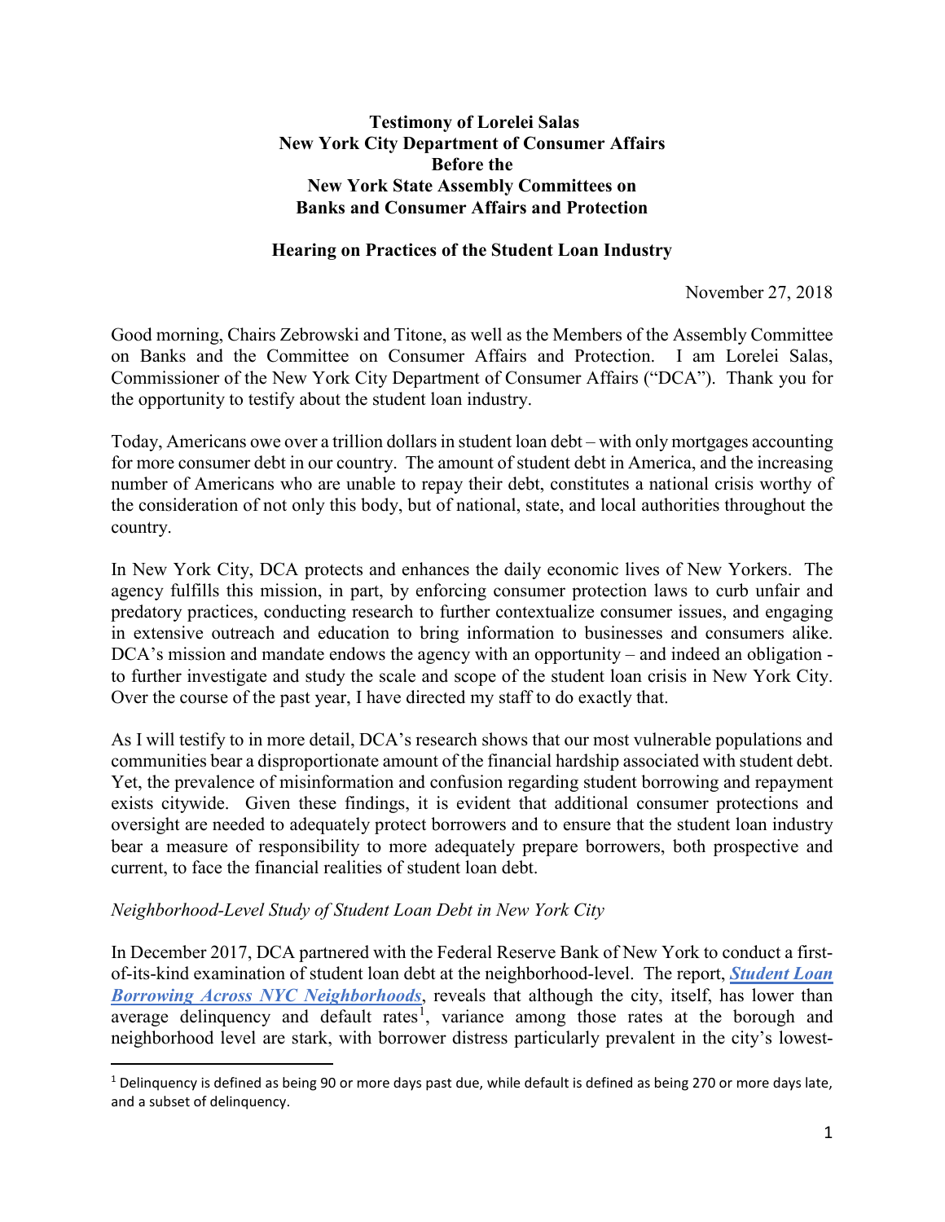**Testimony of Lorelei Salas**
**New York City Department of Consumer Affairs**
**Before the**
**New York State Assembly Committees on**
**Banks and Consumer Affairs and Protection**

**Hearing on Practices of the Student Loan Industry**

November 27, 2018

Good morning, Chairs Zebrowski and Titone, as well as the Members of the Assembly Committee on Banks and the Committee on Consumer Affairs and Protection. I am Lorelei Salas, Commissioner of the New York City Department of Consumer Affairs ("DCA"). Thank you for the opportunity to testify about the student loan industry.

Today, Americans owe over a trillion dollars in student loan debt – with only mortgages accounting for more consumer debt in our country. The amount of student debt in America, and the increasing number of Americans who are unable to repay their debt, constitutes a national crisis worthy of the consideration of not only this body, but of national, state, and local authorities throughout the country.

In New York City, DCA protects and enhances the daily economic lives of New Yorkers. The agency fulfills this mission, in part, by enforcing consumer protection laws to curb unfair and predatory practices, conducting research to further contextualize consumer issues, and engaging in extensive outreach and education to bring information to businesses and consumers alike. DCA's mission and mandate endows the agency with an opportunity – and indeed an obligation - to further investigate and study the scale and scope of the student loan crisis in New York City. Over the course of the past year, I have directed my staff to do exactly that.

As I will testify to in more detail, DCA's research shows that our most vulnerable populations and communities bear a disproportionate amount of the financial hardship associated with student debt. Yet, the prevalence of misinformation and confusion regarding student borrowing and repayment exists citywide. Given these findings, it is evident that additional consumer protections and oversight are needed to adequately protect borrowers and to ensure that the student loan industry bear a measure of responsibility to more adequately prepare borrowers, both prospective and current, to face the financial realities of student loan debt.

*Neighborhood-Level Study of Student Loan Debt in New York City*

In December 2017, DCA partnered with the Federal Reserve Bank of New York to conduct a first-of-its-kind examination of student loan debt at the neighborhood-level. The report, ***Student Loan Borrowing Across NYC Neighborhoods***, reveals that although the city, itself, has lower than average delinquency and default rates[1], variance among those rates at the borough and neighborhood level are stark, with borrower distress particularly prevalent in the city's lowest-

[1] Delinquency is defined as being 90 or more days past due, while default is defined as being 270 or more days late, and a subset of delinquency.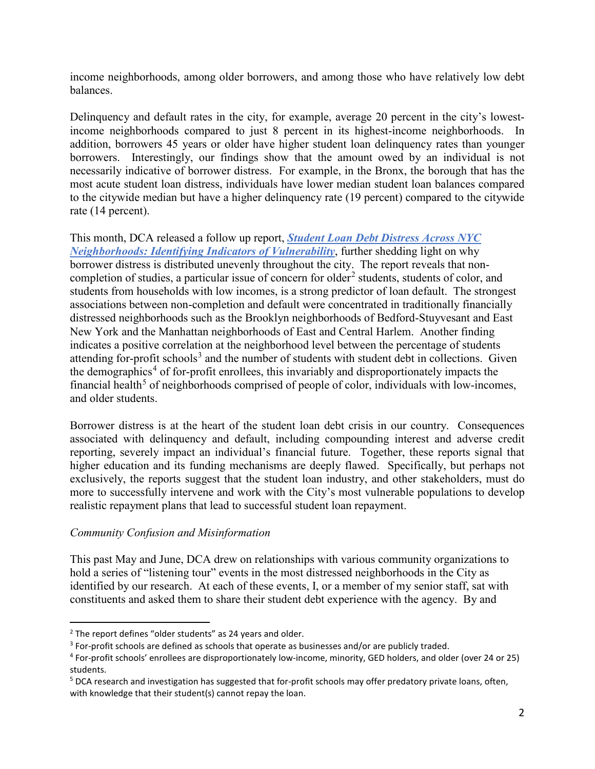income neighborhoods, among older borrowers, and among those who have relatively low debt balances.

Delinquency and default rates in the city, for example, average 20 percent in the city's lowest-income neighborhoods compared to just 8 percent in its highest-income neighborhoods. In addition, borrowers 45 years or older have higher student loan delinquency rates than younger borrowers. Interestingly, our findings show that the amount owed by an individual is not necessarily indicative of borrower distress. For example, in the Bronx, the borough that has the most acute student loan distress, individuals have lower median student loan balances compared to the citywide median but have a higher delinquency rate (19 percent) compared to the citywide rate (14 percent).

This month, DCA released a follow up report, ***Student Loan Debt Distress Across NYC Neighborhoods: Identifying Indicators of Vulnerability***, further shedding light on why borrower distress is distributed unevenly throughout the city. The report reveals that non-completion of studies, a particular issue of concern for older[2] students, students of color, and students from households with low incomes, is a strong predictor of loan default. The strongest associations between non-completion and default were concentrated in traditionally financially distressed neighborhoods such as the Brooklyn neighborhoods of Bedford-Stuyvesant and East New York and the Manhattan neighborhoods of East and Central Harlem. Another finding indicates a positive correlation at the neighborhood level between the percentage of students attending for-profit schools[3] and the number of students with student debt in collections. Given the demographics[4] of for-profit enrollees, this invariably and disproportionately impacts the financial health[5] of neighborhoods comprised of people of color, individuals with low-incomes, and older students.

Borrower distress is at the heart of the student loan debt crisis in our country. Consequences associated with delinquency and default, including compounding interest and adverse credit reporting, severely impact an individual's financial future. Together, these reports signal that higher education and its funding mechanisms are deeply flawed. Specifically, but perhaps not exclusively, the reports suggest that the student loan industry, and other stakeholders, must do more to successfully intervene and work with the City's most vulnerable populations to develop realistic repayment plans that lead to successful student loan repayment.

*Community Confusion and Misinformation*

This past May and June, DCA drew on relationships with various community organizations to hold a series of "listening tour" events in the most distressed neighborhoods in the City as identified by our research. At each of these events, I, or a member of my senior staff, sat with constituents and asked them to share their student debt experience with the agency. By and

---

[2] The report defines "older students" as 24 years and older.

[3] For-profit schools are defined as schools that operate as businesses and/or are publicly traded.

[4] For-profit schools' enrollees are disproportionately low-income, minority, GED holders, and older (over 24 or 25) students.

[5] DCA research and investigation has suggested that for-profit schools may offer predatory private loans, often, with knowledge that their student(s) cannot repay the loan.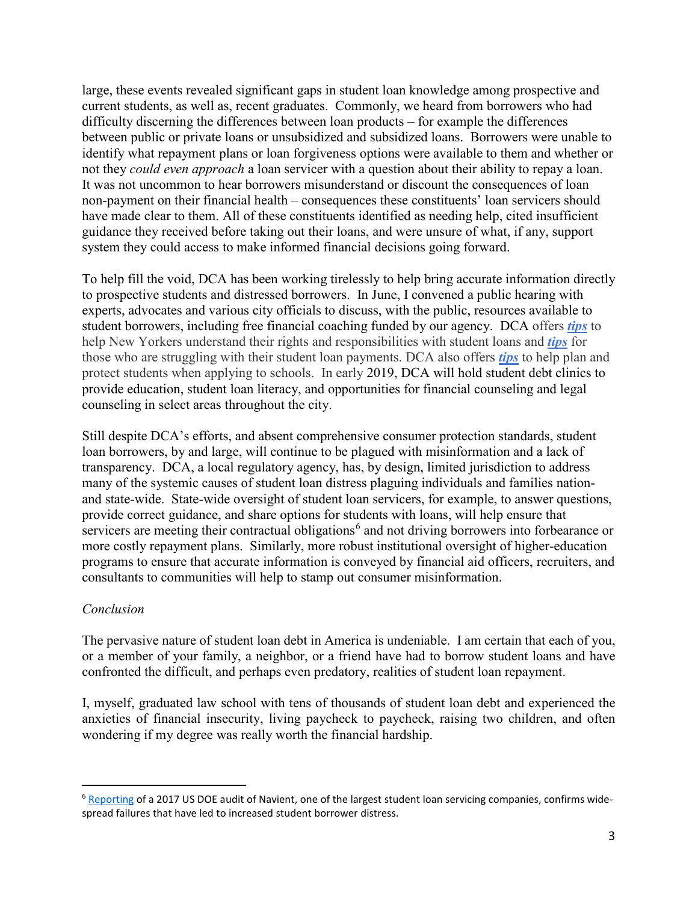large, these events revealed significant gaps in student loan knowledge among prospective and current students, as well as, recent graduates. Commonly, we heard from borrowers who had difficulty discerning the differences between loan products – for example the differences between public or private loans or unsubsidized and subsidized loans. Borrowers were unable to identify what repayment plans or loan forgiveness options were available to them and whether or not they *could even approach* a loan servicer with a question about their ability to repay a loan. It was not uncommon to hear borrowers misunderstand or discount the consequences of loan non-payment on their financial health – consequences these constituents' loan servicers should have made clear to them. All of these constituents identified as needing help, cited insufficient guidance they received before taking out their loans, and were unsure of what, if any, support system they could access to make informed financial decisions going forward.

To help fill the void, DCA has been working tirelessly to help bring accurate information directly to prospective students and distressed borrowers. In June, I convened a public hearing with experts, advocates and various city officials to discuss, with the public, resources available to student borrowers, including free financial coaching funded by our agency. DCA offers ***tips*** to help New Yorkers understand their rights and responsibilities with student loans and ***tips*** for those who are struggling with their student loan payments. DCA also offers ***tips*** to help plan and protect students when applying to schools. In early 2019, DCA will hold student debt clinics to provide education, student loan literacy, and opportunities for financial counseling and legal counseling in select areas throughout the city.

Still despite DCA's efforts, and absent comprehensive consumer protection standards, student loan borrowers, by and large, will continue to be plagued with misinformation and a lack of transparency. DCA, a local regulatory agency, has, by design, limited jurisdiction to address many of the systemic causes of student loan distress plaguing individuals and families nation- and state-wide. State-wide oversight of student loan servicers, for example, to answer questions, provide correct guidance, and share options for students with loans, will help ensure that servicers are meeting their contractual obligations[6] and not driving borrowers into forbearance or more costly repayment plans. Similarly, more robust institutional oversight of higher-education programs to ensure that accurate information is conveyed by financial aid officers, recruiters, and consultants to communities will help to stamp out consumer misinformation.

*Conclusion*

The pervasive nature of student loan debt in America is undeniable. I am certain that each of you, or a member of your family, a neighbor, or a friend have had to borrow student loans and have confronted the difficult, and perhaps even predatory, realities of student loan repayment.

I, myself, graduated law school with tens of thousands of student loan debt and experienced the anxieties of financial insecurity, living paycheck to paycheck, raising two children, and often wondering if my degree was really worth the financial hardship.

---

[6] Reporting of a 2017 US DOE audit of Navient, one of the largest student loan servicing companies, confirms wide-spread failures that have led to increased student borrower distress.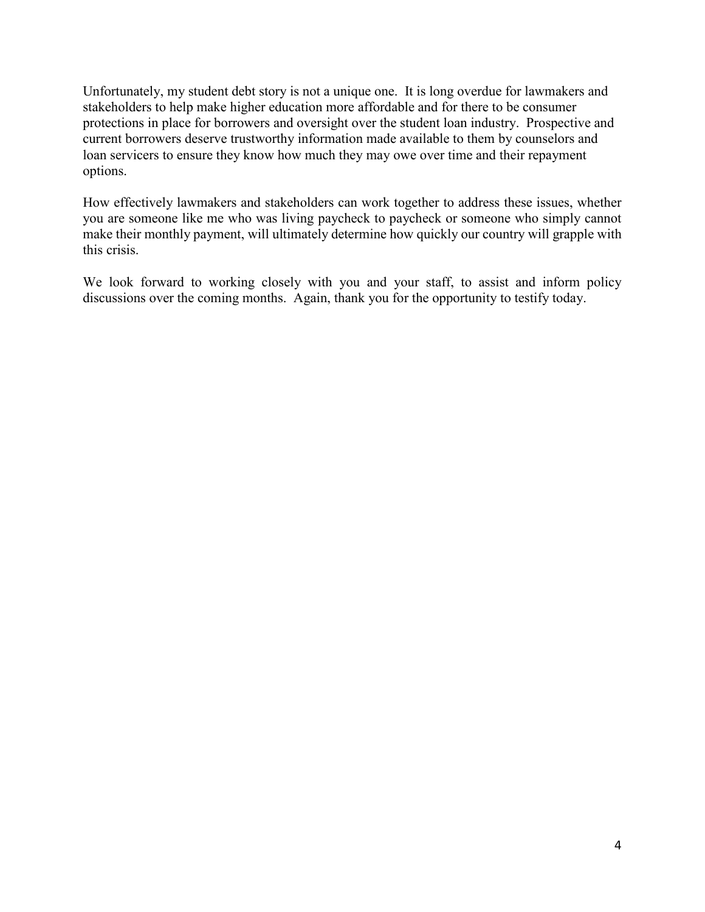Unfortunately, my student debt story is not a unique one. It is long overdue for lawmakers and stakeholders to help make higher education more affordable and for there to be consumer protections in place for borrowers and oversight over the student loan industry. Prospective and current borrowers deserve trustworthy information made available to them by counselors and loan servicers to ensure they know how much they may owe over time and their repayment options.

How effectively lawmakers and stakeholders can work together to address these issues, whether you are someone like me who was living paycheck to paycheck or someone who simply cannot make their monthly payment, will ultimately determine how quickly our country will grapple with this crisis.

We look forward to working closely with you and your staff, to assist and inform policy discussions over the coming months. Again, thank you for the opportunity to testify today.